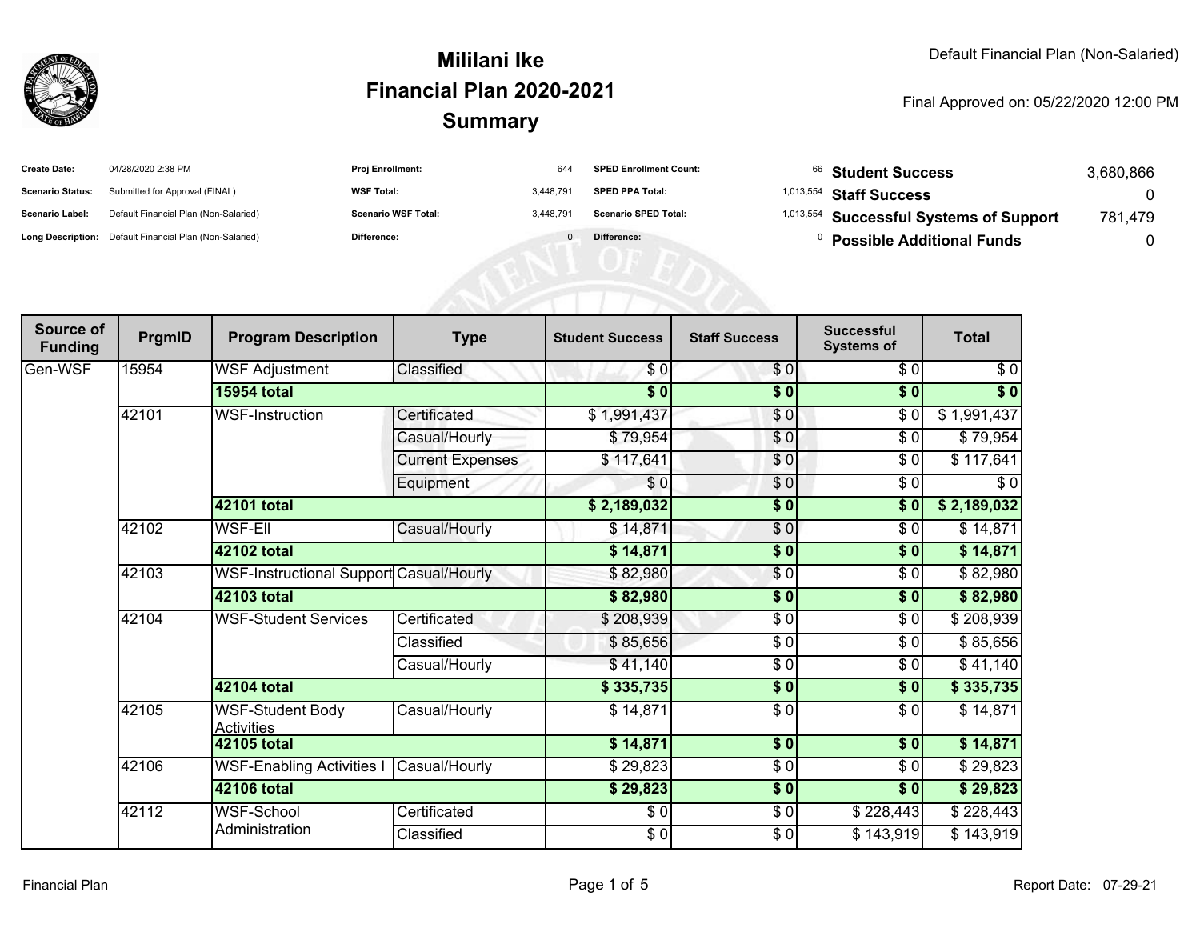# Mililani Ike
# Financial Plan 2020-2021
# Summary

Default Financial Plan (Non-Salaried)

Final Approved on: 05/22/2020 12:00 PM

| | | | | | | | |
|---|---|---|---|---|---|---|---|
| **Create Date:** | 04/28/2020 2:38 PM | **Proj Enrollment:** | 644 | **SPED Enrollment Count:** | 66 | **Student Success** | 3,680,866 |
| **Scenario Status:** | Submitted for Approval (FINAL) | **WSF Total:** | 3,448,791 | **SPED PPA Total:** | 1,013,554 | **Staff Success** | 0 |
| **Scenario Label:** | Default Financial Plan (Non-Salaried) | **Scenario WSF Total:** | 3,448,791 | **Scenario SPED Total:** | 1,013,554 | **Successful Systems of Support** | 781,479 |
| **Long Description:** | Default Financial Plan (Non-Salaried) | **Difference:** | 0 | **Difference:** | 0 | **Possible Additional Funds** | 0 |

| Source of Funding | PrgmID | Program Description | Type | Student Success | Staff Success | Successful Systems of | Total |
|---|---|---|---|---|---|---|---|
| Gen-WSF | 15954 | WSF Adjustment | Classified | $ 0 | $ 0 | $ 0 | $ 0 |
| | | **15954 total** | | **$ 0** | **$ 0** | **$ 0** | **$ 0** |
| | 42101 | WSF-Instruction | Certificated | $ 1,991,437 | $ 0 | $ 0 | $ 1,991,437 |
| | | | Casual/Hourly | $ 79,954 | $ 0 | $ 0 | $ 79,954 |
| | | | Current Expenses | $ 117,641 | $ 0 | $ 0 | $ 117,641 |
| | | | Equipment | $ 0 | $ 0 | $ 0 | $ 0 |
| | | **42101 total** | | **$ 2,189,032** | **$ 0** | **$ 0** | **$ 2,189,032** |
| | 42102 | WSF-Ell | Casual/Hourly | $ 14,871 | $ 0 | $ 0 | $ 14,871 |
| | | **42102 total** | | **$ 14,871** | **$ 0** | **$ 0** | **$ 14,871** |
| | 42103 | WSF-Instructional Support | Casual/Hourly | $ 82,980 | $ 0 | $ 0 | $ 82,980 |
| | | **42103 total** | | **$ 82,980** | **$ 0** | **$ 0** | **$ 82,980** |
| | 42104 | WSF-Student Services | Certificated | $ 208,939 | $ 0 | $ 0 | $ 208,939 |
| | | | Classified | $ 85,656 | $ 0 | $ 0 | $ 85,656 |
| | | | Casual/Hourly | $ 41,140 | $ 0 | $ 0 | $ 41,140 |
| | | **42104 total** | | **$ 335,735** | **$ 0** | **$ 0** | **$ 335,735** |
| | 42105 | WSF-Student Body Activities | Casual/Hourly | $ 14,871 | $ 0 | $ 0 | $ 14,871 |
| | | **42105 total** | | **$ 14,871** | **$ 0** | **$ 0** | **$ 14,871** |
| | 42106 | WSF-Enabling Activities I | Casual/Hourly | $ 29,823 | $ 0 | $ 0 | $ 29,823 |
| | | **42106 total** | | **$ 29,823** | **$ 0** | **$ 0** | **$ 29,823** |
| | 42112 | WSF-School Administration | Certificated | $ 0 | $ 0 | $ 228,443 | $ 228,443 |
| | | | Classified | $ 0 | $ 0 | $ 143,919 | $ 143,919 |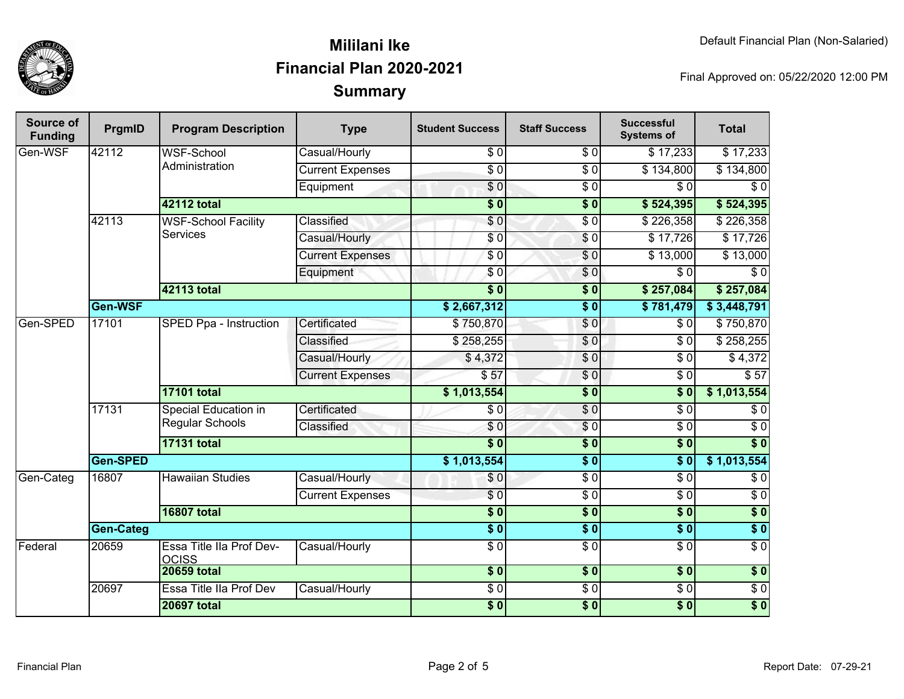# Mililani Ike
## Financial Plan 2020-2021
## Summary

Default Financial Plan (Non-Salaried)

Final Approved on: 05/22/2020 12:00 PM

| Source of Funding | PrgmID | Program Description | Type | Student Success | Staff Success | Successful Systems of | Total |
|---|---|---|---|---|---|---|---|
| Gen-WSF | 42112 | WSF-School Administration | Casual/Hourly | $ 0 | $ 0 | $ 17,233 | $ 17,233 |
| | | | Current Expenses | $ 0 | $ 0 | $ 134,800 | $ 134,800 |
| | | | Equipment | $ 0 | $ 0 | $ 0 | $ 0 |
| | | **42112 total** | | **$ 0** | **$ 0** | **$ 524,395** | **$ 524,395** |
| | 42113 | WSF-School Facility Services | Classified | $ 0 | $ 0 | $ 226,358 | $ 226,358 |
| | | | Casual/Hourly | $ 0 | $ 0 | $ 17,726 | $ 17,726 |
| | | | Current Expenses | $ 0 | $ 0 | $ 13,000 | $ 13,000 |
| | | | Equipment | $ 0 | $ 0 | $ 0 | $ 0 |
| | | **42113 total** | | **$ 0** | **$ 0** | **$ 257,084** | **$ 257,084** |
| | **Gen-WSF** | | | **$ 2,667,312** | **$ 0** | **$ 781,479** | **$ 3,448,791** |
| Gen-SPED | 17101 | SPED Ppa - Instruction | Certificated | $ 750,870 | $ 0 | $ 0 | $ 750,870 |
| | | | Classified | $ 258,255 | $ 0 | $ 0 | $ 258,255 |
| | | | Casual/Hourly | $ 4,372 | $ 0 | $ 0 | $ 4,372 |
| | | | Current Expenses | $ 57 | $ 0 | $ 0 | $ 57 |
| | | **17101 total** | | **$ 1,013,554** | **$ 0** | **$ 0** | **$ 1,013,554** |
| | 17131 | Special Education in Regular Schools | Certificated | $ 0 | $ 0 | $ 0 | $ 0 |
| | | | Classified | $ 0 | $ 0 | $ 0 | $ 0 |
| | | **17131 total** | | **$ 0** | **$ 0** | **$ 0** | **$ 0** |
| | **Gen-SPED** | | | **$ 1,013,554** | **$ 0** | **$ 0** | **$ 1,013,554** |
| Gen-Categ | 16807 | Hawaiian Studies | Casual/Hourly | $ 0 | $ 0 | $ 0 | $ 0 |
| | | | Current Expenses | $ 0 | $ 0 | $ 0 | $ 0 |
| | | **16807 total** | | **$ 0** | **$ 0** | **$ 0** | **$ 0** |
| | **Gen-Categ** | | | **$ 0** | **$ 0** | **$ 0** | **$ 0** |
| Federal | 20659 | Essa Title IIa Prof Dev-OCISS | Casual/Hourly | $ 0 | $ 0 | $ 0 | $ 0 |
| | | **20659 total** | | **$ 0** | **$ 0** | **$ 0** | **$ 0** |
| | 20697 | Essa Title IIa Prof Dev | Casual/Hourly | $ 0 | $ 0 | $ 0 | $ 0 |
| | | **20697 total** | | **$ 0** | **$ 0** | **$ 0** | **$ 0** |

Financial Plan

Report Date: 07-29-21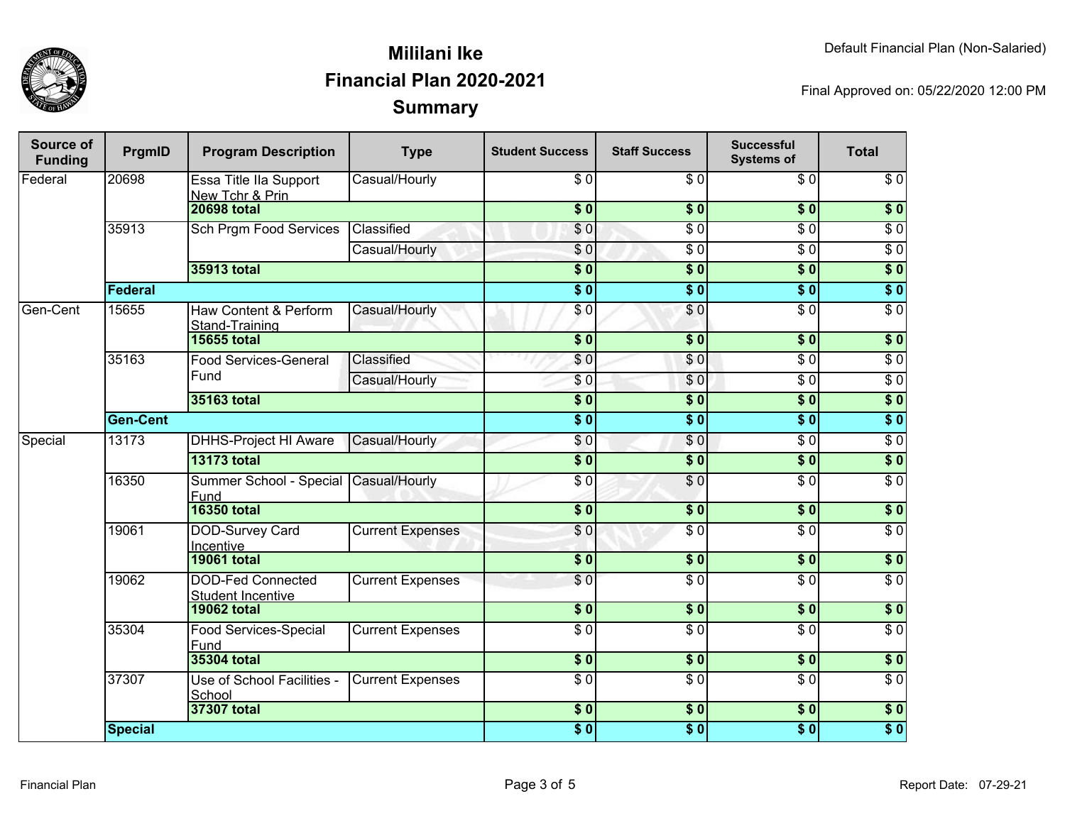# Mililani Ike
# Financial Plan 2020-2021
# Summary

Default Financial Plan (Non-Salaried)

Final Approved on: 05/22/2020 12:00 PM

| Source of Funding | PrgmID | Program Description | Type | Student Success | Staff Success | Successful Systems of | Total |
|---|---|---|---|---|---|---|---|
| Federal | 20698 | Essa Title IIa Support New Tchr & Prin | Casual/Hourly | $ 0 | $ 0 | $ 0 | $ 0 |
| | | **20698 total** | | **$ 0** | **$ 0** | **$ 0** | **$ 0** |
| | 35913 | Sch Prgm Food Services | Classified | $ 0 | $ 0 | $ 0 | $ 0 |
| | | | Casual/Hourly | $ 0 | $ 0 | $ 0 | $ 0 |
| | | **35913 total** | | **$ 0** | **$ 0** | **$ 0** | **$ 0** |
| | **Federal** | | | **$ 0** | **$ 0** | **$ 0** | **$ 0** |
| Gen-Cent | 15655 | Haw Content & Perform Stand-Training | Casual/Hourly | $ 0 | $ 0 | $ 0 | $ 0 |
| | | **15655 total** | | **$ 0** | **$ 0** | **$ 0** | **$ 0** |
| | 35163 | Food Services-General Fund | Classified | $ 0 | $ 0 | $ 0 | $ 0 |
| | | | Casual/Hourly | $ 0 | $ 0 | $ 0 | $ 0 |
| | | **35163 total** | | **$ 0** | **$ 0** | **$ 0** | **$ 0** |
| | **Gen-Cent** | | | **$ 0** | **$ 0** | **$ 0** | **$ 0** |
| Special | 13173 | DHHS-Project HI Aware | Casual/Hourly | $ 0 | $ 0 | $ 0 | $ 0 |
| | | **13173 total** | | **$ 0** | **$ 0** | **$ 0** | **$ 0** |
| | 16350 | Summer School - Special Fund | Casual/Hourly | $ 0 | $ 0 | $ 0 | $ 0 |
| | | **16350 total** | | **$ 0** | **$ 0** | **$ 0** | **$ 0** |
| | 19061 | DOD-Survey Card Incentive | Current Expenses | $ 0 | $ 0 | $ 0 | $ 0 |
| | | **19061 total** | | **$ 0** | **$ 0** | **$ 0** | **$ 0** |
| | 19062 | DOD-Fed Connected Student Incentive | Current Expenses | $ 0 | $ 0 | $ 0 | $ 0 |
| | | **19062 total** | | **$ 0** | **$ 0** | **$ 0** | **$ 0** |
| | 35304 | Food Services-Special Fund | Current Expenses | $ 0 | $ 0 | $ 0 | $ 0 |
| | | **35304 total** | | **$ 0** | **$ 0** | **$ 0** | **$ 0** |
| | 37307 | Use of School Facilities - School | Current Expenses | $ 0 | $ 0 | $ 0 | $ 0 |
| | | **37307 total** | | **$ 0** | **$ 0** | **$ 0** | **$ 0** |
| | **Special** | | | **$ 0** | **$ 0** | **$ 0** | **$ 0** |

Financial Plan

Report Date: 07-29-21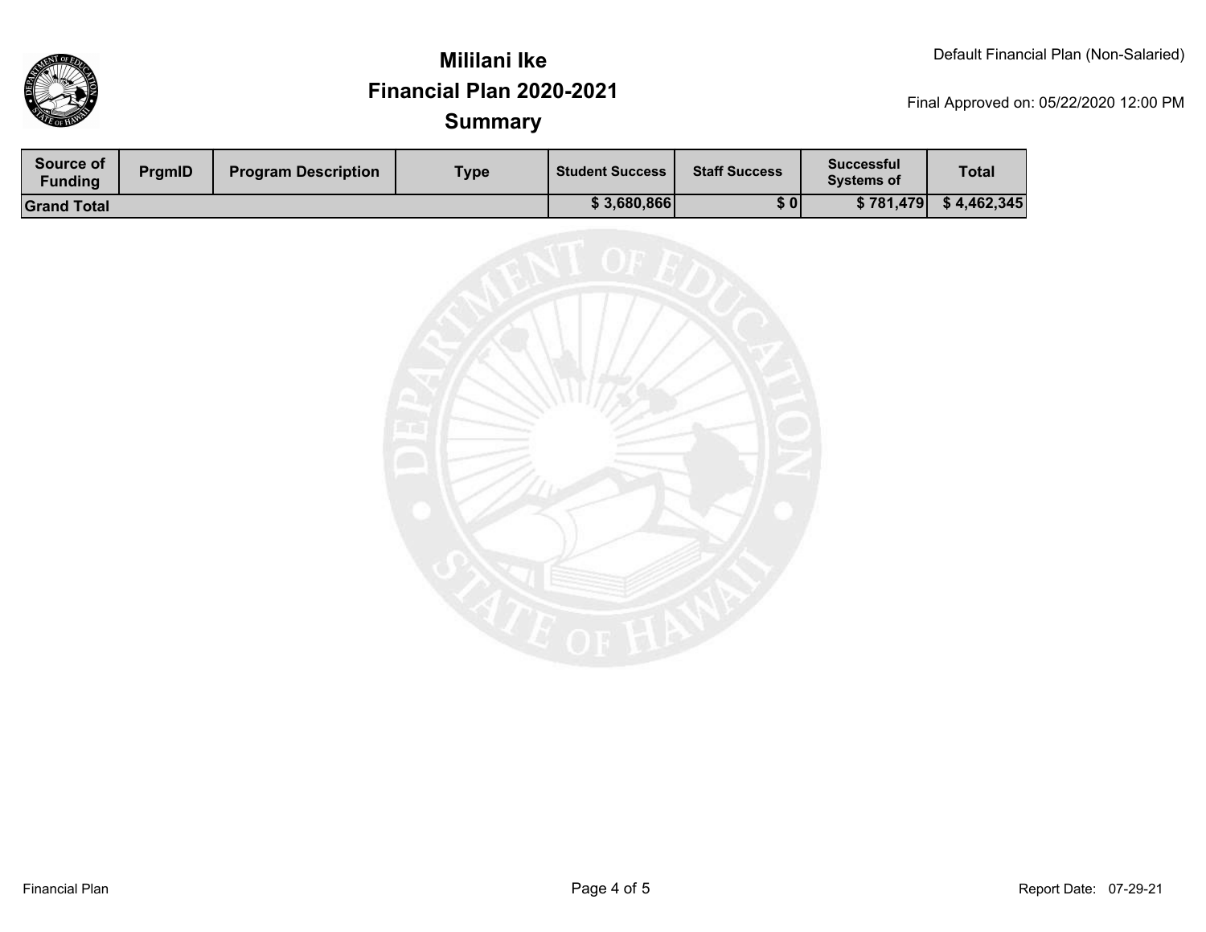# Mililani Ike
## Financial Plan 2020-2021
### Summary

Default Financial Plan (Non-Salaried)

Final Approved on: 05/22/2020 12:00 PM

| Source of Funding | PrgmID | Program Description | Type | Student Success | Staff Success | Successful Systems of | Total |
|---|---|---|---|---|---|---|---|
| **Grand Total** | | | | **$ 3,680,866** | **$ 0** | **$ 781,479** | **$ 4,462,345** |

Financial Plan

Report Date: 07-29-21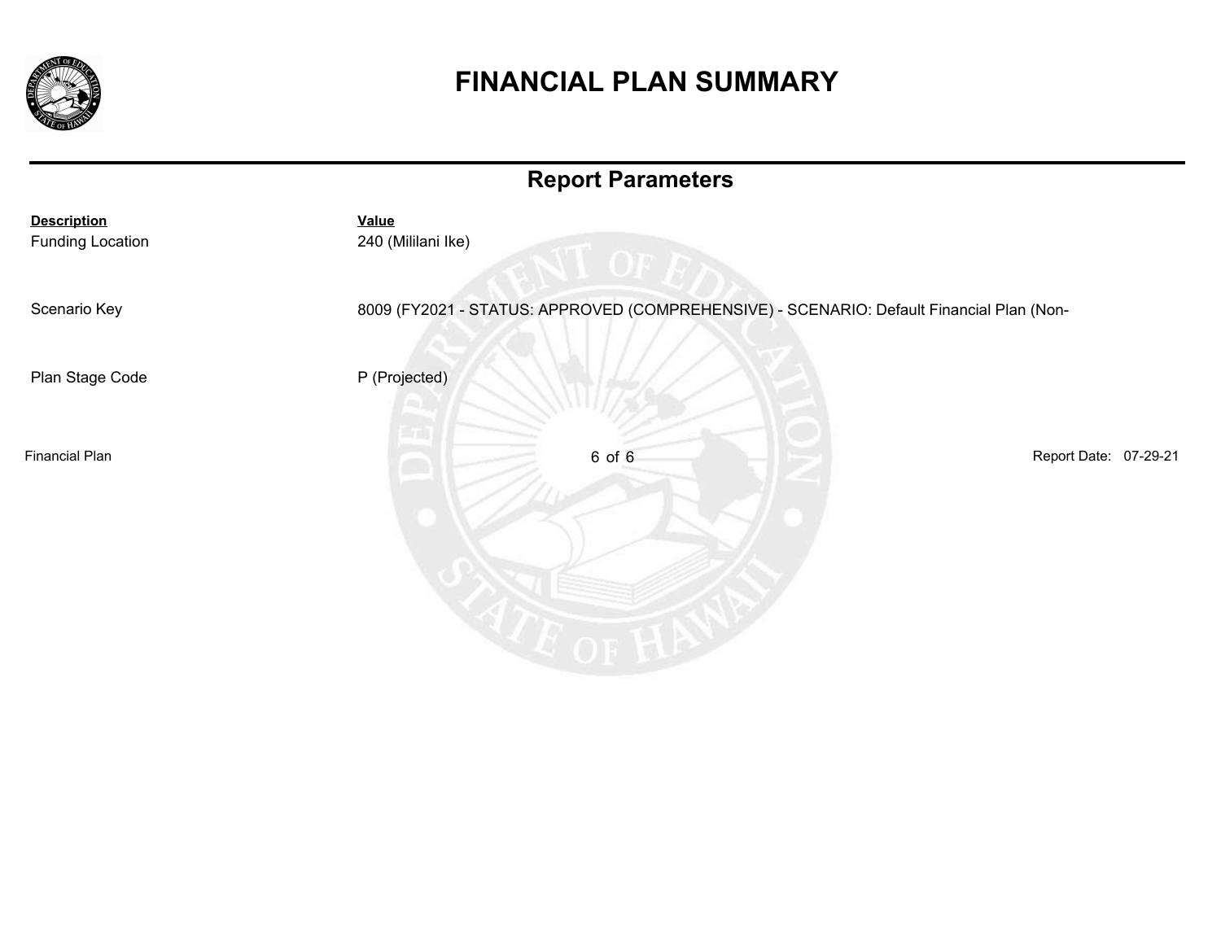# FINANCIAL PLAN SUMMARY

## Report Parameters

| Description | Value |
|---|---|
| Funding Location | 240 (Mililani Ike) |
| Scenario Key | 8009 (FY2021 - STATUS: APPROVED (COMPREHENSIVE) - SCENARIO: Default Financial Plan (Non- |
| Plan Stage Code | P (Projected) |

Financial Plan

Report Date: 07-29-21